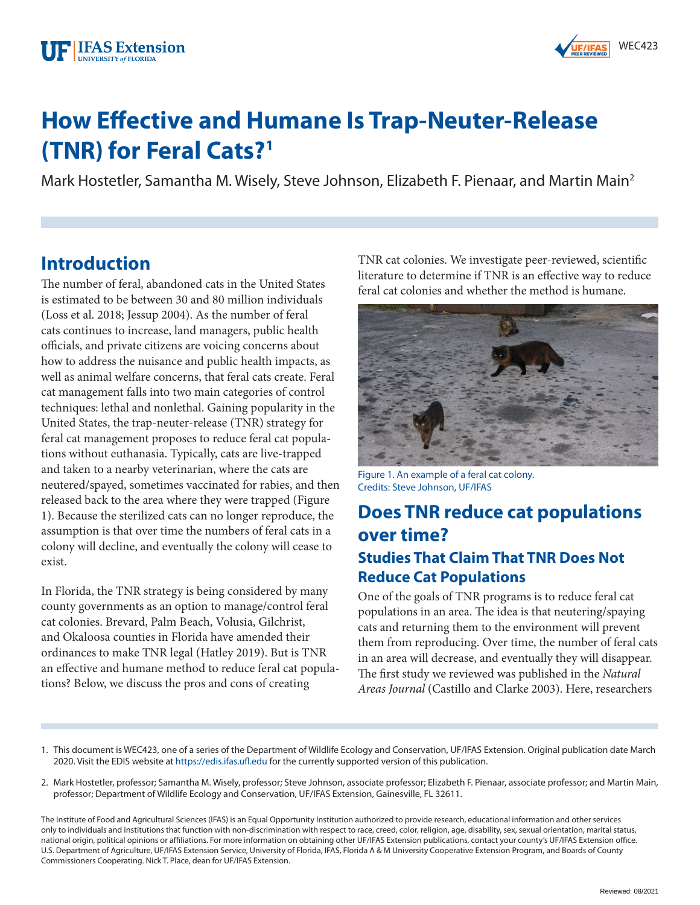# How Effective and Humane Is Trap-Neuter-Release (TNR) for Feral Cats?[1]

Mark Hostetler, Samantha M. Wisely, Steve Johnson, Elizabeth F. Pienaar, and Martin Main[2]

## Introduction

The number of feral, abandoned cats in the United States is estimated to be between 30 and 80 million individuals (Loss et al. 2018; Jessup 2004). As the number of feral cats continues to increase, land managers, public health officials, and private citizens are voicing concerns about how to address the nuisance and public health impacts, as well as animal welfare concerns, that feral cats create. Feral cat management falls into two main categories of control techniques: lethal and nonlethal. Gaining popularity in the United States, the trap-neuter-release (TNR) strategy for feral cat management proposes to reduce feral cat populations without euthanasia. Typically, cats are live-trapped and taken to a nearby veterinarian, where the cats are neutered/spayed, sometimes vaccinated for rabies, and then released back to the area where they were trapped (Figure 1). Because the sterilized cats can no longer reproduce, the assumption is that over time the numbers of feral cats in a colony will decline, and eventually the colony will cease to exist.

In Florida, the TNR strategy is being considered by many county governments as an option to manage/control feral cat colonies. Brevard, Palm Beach, Volusia, Gilchrist, and Okaloosa counties in Florida have amended their ordinances to make TNR legal (Hatley 2019). But is TNR an effective and humane method to reduce feral cat populations? Below, we discuss the pros and cons of creating TNR cat colonies. We investigate peer-reviewed, scientific literature to determine if TNR is an effective way to reduce feral cat colonies and whether the method is humane.

Figure 1. An example of a feral cat colony.
Credits: Steve Johnson, UF/IFAS

## Does TNR reduce cat populations over time?

### Studies That Claim That TNR Does Not Reduce Cat Populations

One of the goals of TNR programs is to reduce feral cat populations in an area. The idea is that neutering/spaying cats and returning them to the environment will prevent them from reproducing. Over time, the number of feral cats in an area will decrease, and eventually they will disappear. The first study we reviewed was published in the *Natural Areas Journal* (Castillo and Clarke 2003). Here, researchers

---

1. This document is WEC423, one of a series of the Department of Wildlife Ecology and Conservation, UF/IFAS Extension. Original publication date March 2020. Visit the EDIS website at https://edis.ifas.ufl.edu for the currently supported version of this publication.

2. Mark Hostetler, professor; Samantha M. Wisely, professor; Steve Johnson, associate professor; Elizabeth F. Pienaar, associate professor; and Martin Main, professor; Department of Wildlife Ecology and Conservation, UF/IFAS Extension, Gainesville, FL 32611.

The Institute of Food and Agricultural Sciences (IFAS) is an Equal Opportunity Institution authorized to provide research, educational information and other services only to individuals and institutions that function with non-discrimination with respect to race, creed, color, religion, age, disability, sex, sexual orientation, marital status, national origin, political opinions or affiliations. For more information on obtaining other UF/IFAS Extension publications, contact your county's UF/IFAS Extension office. U.S. Department of Agriculture, UF/IFAS Extension Service, University of Florida, IFAS, Florida A & M University Cooperative Extension Program, and Boards of County Commissioners Cooperating. Nick T. Place, dean for UF/IFAS Extension.

Reviewed: 08/2021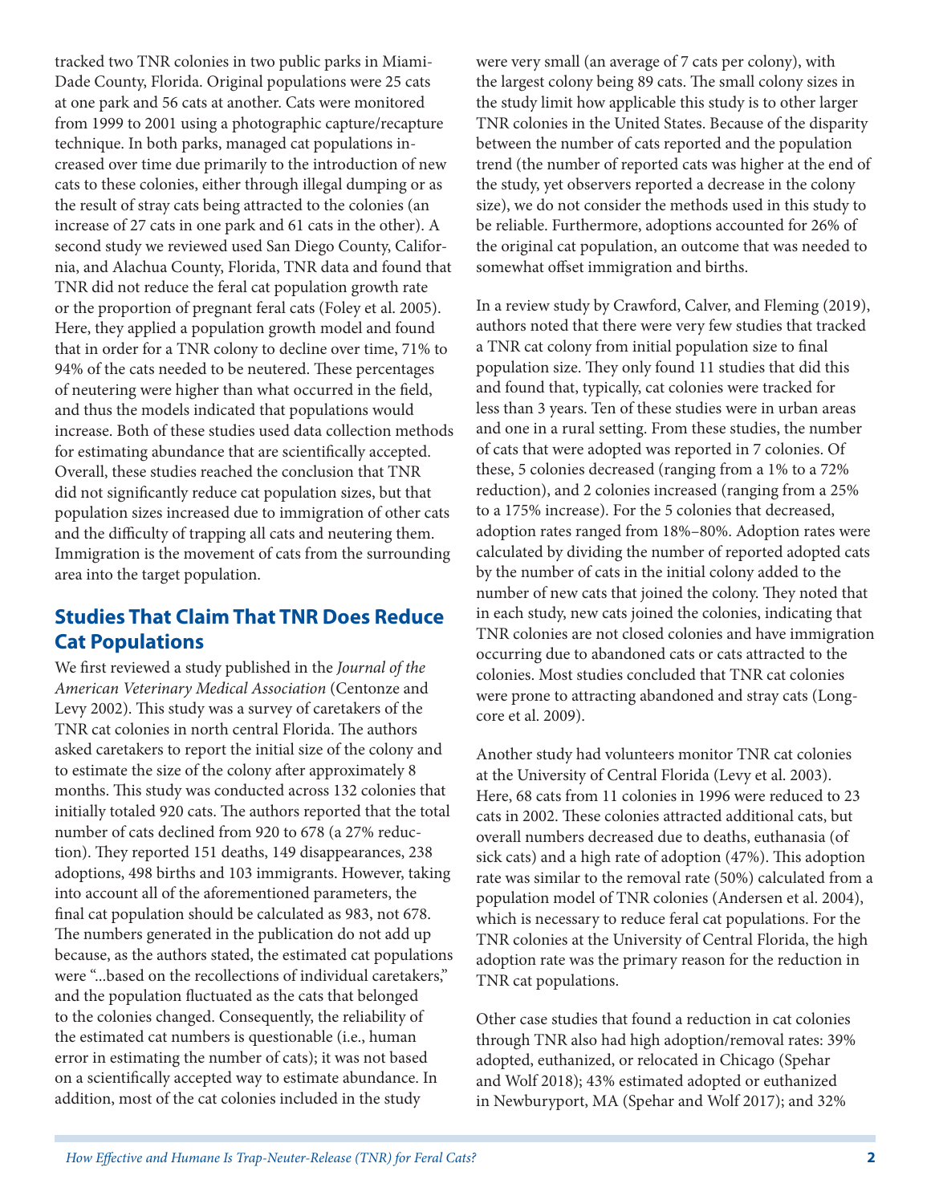tracked two TNR colonies in two public parks in Miami-Dade County, Florida. Original populations were 25 cats at one park and 56 cats at another. Cats were monitored from 1999 to 2001 using a photographic capture/recapture technique. In both parks, managed cat populations increased over time due primarily to the introduction of new cats to these colonies, either through illegal dumping or as the result of stray cats being attracted to the colonies (an increase of 27 cats in one park and 61 cats in the other). A second study we reviewed used San Diego County, California, and Alachua County, Florida, TNR data and found that TNR did not reduce the feral cat population growth rate or the proportion of pregnant feral cats (Foley et al. 2005). Here, they applied a population growth model and found that in order for a TNR colony to decline over time, 71% to 94% of the cats needed to be neutered. These percentages of neutering were higher than what occurred in the field, and thus the models indicated that populations would increase. Both of these studies used data collection methods for estimating abundance that are scientifically accepted. Overall, these studies reached the conclusion that TNR did not significantly reduce cat population sizes, but that population sizes increased due to immigration of other cats and the difficulty of trapping all cats and neutering them. Immigration is the movement of cats from the surrounding area into the target population.

## Studies That Claim That TNR Does Reduce Cat Populations

We first reviewed a study published in the *Journal of the American Veterinary Medical Association* (Centonze and Levy 2002). This study was a survey of caretakers of the TNR cat colonies in north central Florida. The authors asked caretakers to report the initial size of the colony and to estimate the size of the colony after approximately 8 months. This study was conducted across 132 colonies that initially totaled 920 cats. The authors reported that the total number of cats declined from 920 to 678 (a 27% reduction). They reported 151 deaths, 149 disappearances, 238 adoptions, 498 births and 103 immigrants. However, taking into account all of the aforementioned parameters, the final cat population should be calculated as 983, not 678. The numbers generated in the publication do not add up because, as the authors stated, the estimated cat populations were "...based on the recollections of individual caretakers," and the population fluctuated as the cats that belonged to the colonies changed. Consequently, the reliability of the estimated cat numbers is questionable (i.e., human error in estimating the number of cats); it was not based on a scientifically accepted way to estimate abundance. In addition, most of the cat colonies included in the study were very small (an average of 7 cats per colony), with the largest colony being 89 cats. The small colony sizes in the study limit how applicable this study is to other larger TNR colonies in the United States. Because of the disparity between the number of cats reported and the population trend (the number of reported cats was higher at the end of the study, yet observers reported a decrease in the colony size), we do not consider the methods used in this study to be reliable. Furthermore, adoptions accounted for 26% of the original cat population, an outcome that was needed to somewhat offset immigration and births.

In a review study by Crawford, Calver, and Fleming (2019), authors noted that there were very few studies that tracked a TNR cat colony from initial population size to final population size. They only found 11 studies that did this and found that, typically, cat colonies were tracked for less than 3 years. Ten of these studies were in urban areas and one in a rural setting. From these studies, the number of cats that were adopted was reported in 7 colonies. Of these, 5 colonies decreased (ranging from a 1% to a 72% reduction), and 2 colonies increased (ranging from a 25% to a 175% increase). For the 5 colonies that decreased, adoption rates ranged from 18%–80%. Adoption rates were calculated by dividing the number of reported adopted cats by the number of cats in the initial colony added to the number of new cats that joined the colony. They noted that in each study, new cats joined the colonies, indicating that TNR colonies are not closed colonies and have immigration occurring due to abandoned cats or cats attracted to the colonies. Most studies concluded that TNR cat colonies were prone to attracting abandoned and stray cats (Longcore et al. 2009).

Another study had volunteers monitor TNR cat colonies at the University of Central Florida (Levy et al. 2003). Here, 68 cats from 11 colonies in 1996 were reduced to 23 cats in 2002. These colonies attracted additional cats, but overall numbers decreased due to deaths, euthanasia (of sick cats) and a high rate of adoption (47%). This adoption rate was similar to the removal rate (50%) calculated from a population model of TNR colonies (Andersen et al. 2004), which is necessary to reduce feral cat populations. For the TNR colonies at the University of Central Florida, the high adoption rate was the primary reason for the reduction in TNR cat populations.

Other case studies that found a reduction in cat colonies through TNR also had high adoption/removal rates: 39% adopted, euthanized, or relocated in Chicago (Spehar and Wolf 2018); 43% estimated adopted or euthanized in Newburyport, MA (Spehar and Wolf 2017); and 32%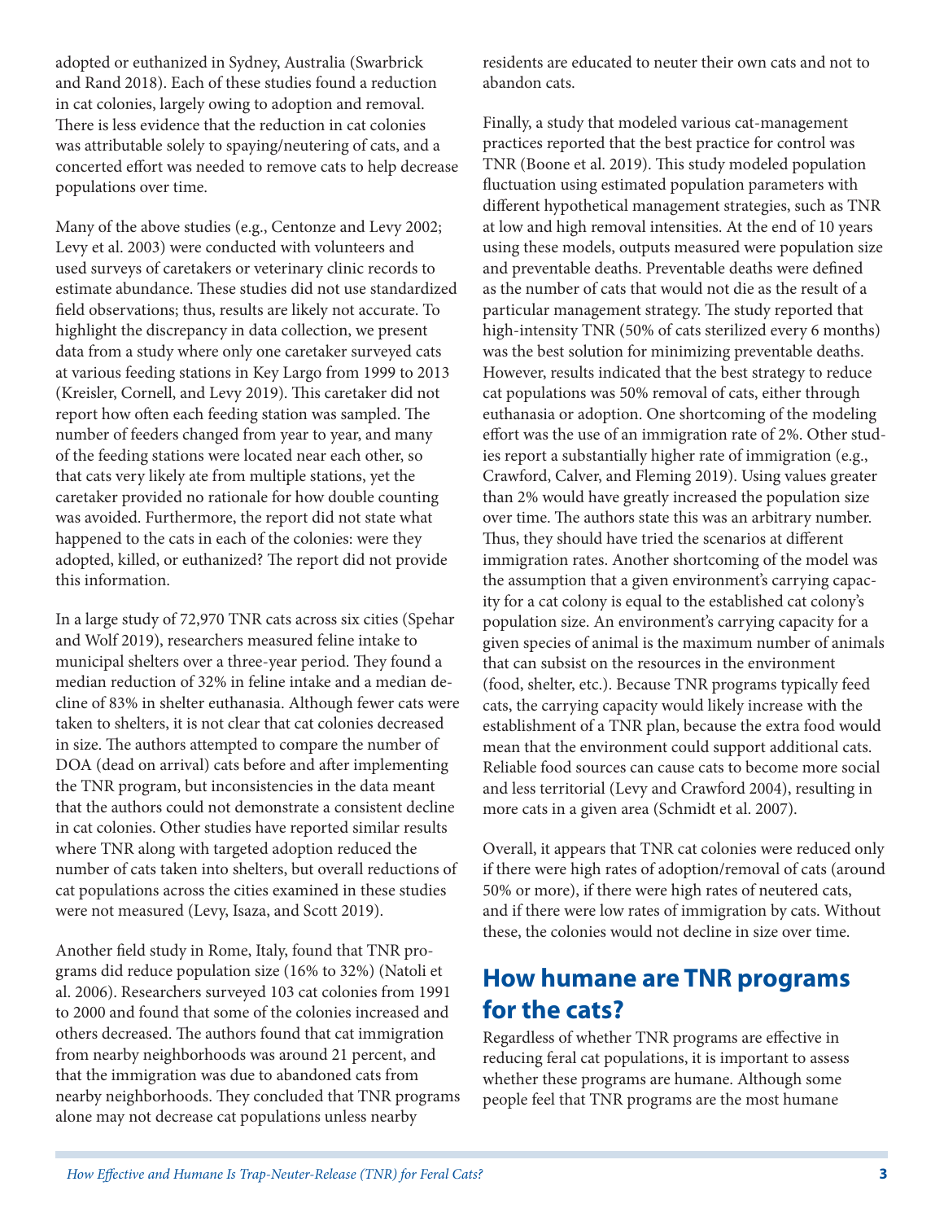adopted or euthanized in Sydney, Australia (Swarbrick and Rand 2018). Each of these studies found a reduction in cat colonies, largely owing to adoption and removal. There is less evidence that the reduction in cat colonies was attributable solely to spaying/neutering of cats, and a concerted effort was needed to remove cats to help decrease populations over time.

Many of the above studies (e.g., Centonze and Levy 2002; Levy et al. 2003) were conducted with volunteers and used surveys of caretakers or veterinary clinic records to estimate abundance. These studies did not use standardized field observations; thus, results are likely not accurate. To highlight the discrepancy in data collection, we present data from a study where only one caretaker surveyed cats at various feeding stations in Key Largo from 1999 to 2013 (Kreisler, Cornell, and Levy 2019). This caretaker did not report how often each feeding station was sampled. The number of feeders changed from year to year, and many of the feeding stations were located near each other, so that cats very likely ate from multiple stations, yet the caretaker provided no rationale for how double counting was avoided. Furthermore, the report did not state what happened to the cats in each of the colonies: were they adopted, killed, or euthanized? The report did not provide this information.

In a large study of 72,970 TNR cats across six cities (Spehar and Wolf 2019), researchers measured feline intake to municipal shelters over a three-year period. They found a median reduction of 32% in feline intake and a median decline of 83% in shelter euthanasia. Although fewer cats were taken to shelters, it is not clear that cat colonies decreased in size. The authors attempted to compare the number of DOA (dead on arrival) cats before and after implementing the TNR program, but inconsistencies in the data meant that the authors could not demonstrate a consistent decline in cat colonies. Other studies have reported similar results where TNR along with targeted adoption reduced the number of cats taken into shelters, but overall reductions of cat populations across the cities examined in these studies were not measured (Levy, Isaza, and Scott 2019).

Another field study in Rome, Italy, found that TNR programs did reduce population size (16% to 32%) (Natoli et al. 2006). Researchers surveyed 103 cat colonies from 1991 to 2000 and found that some of the colonies increased and others decreased. The authors found that cat immigration from nearby neighborhoods was around 21 percent, and that the immigration was due to abandoned cats from nearby neighborhoods. They concluded that TNR programs alone may not decrease cat populations unless nearby residents are educated to neuter their own cats and not to abandon cats.

Finally, a study that modeled various cat-management practices reported that the best practice for control was TNR (Boone et al. 2019). This study modeled population fluctuation using estimated population parameters with different hypothetical management strategies, such as TNR at low and high removal intensities. At the end of 10 years using these models, outputs measured were population size and preventable deaths. Preventable deaths were defined as the number of cats that would not die as the result of a particular management strategy. The study reported that high-intensity TNR (50% of cats sterilized every 6 months) was the best solution for minimizing preventable deaths. However, results indicated that the best strategy to reduce cat populations was 50% removal of cats, either through euthanasia or adoption. One shortcoming of the modeling effort was the use of an immigration rate of 2%. Other studies report a substantially higher rate of immigration (e.g., Crawford, Calver, and Fleming 2019). Using values greater than 2% would have greatly increased the population size over time. The authors state this was an arbitrary number. Thus, they should have tried the scenarios at different immigration rates. Another shortcoming of the model was the assumption that a given environment's carrying capacity for a cat colony is equal to the established cat colony's population size. An environment's carrying capacity for a given species of animal is the maximum number of animals that can subsist on the resources in the environment (food, shelter, etc.). Because TNR programs typically feed cats, the carrying capacity would likely increase with the establishment of a TNR plan, because the extra food would mean that the environment could support additional cats. Reliable food sources can cause cats to become more social and less territorial (Levy and Crawford 2004), resulting in more cats in a given area (Schmidt et al. 2007).

Overall, it appears that TNR cat colonies were reduced only if there were high rates of adoption/removal of cats (around 50% or more), if there were high rates of neutered cats, and if there were low rates of immigration by cats. Without these, the colonies would not decline in size over time.

## How humane are TNR programs for the cats?

Regardless of whether TNR programs are effective in reducing feral cat populations, it is important to assess whether these programs are humane. Although some people feel that TNR programs are the most humane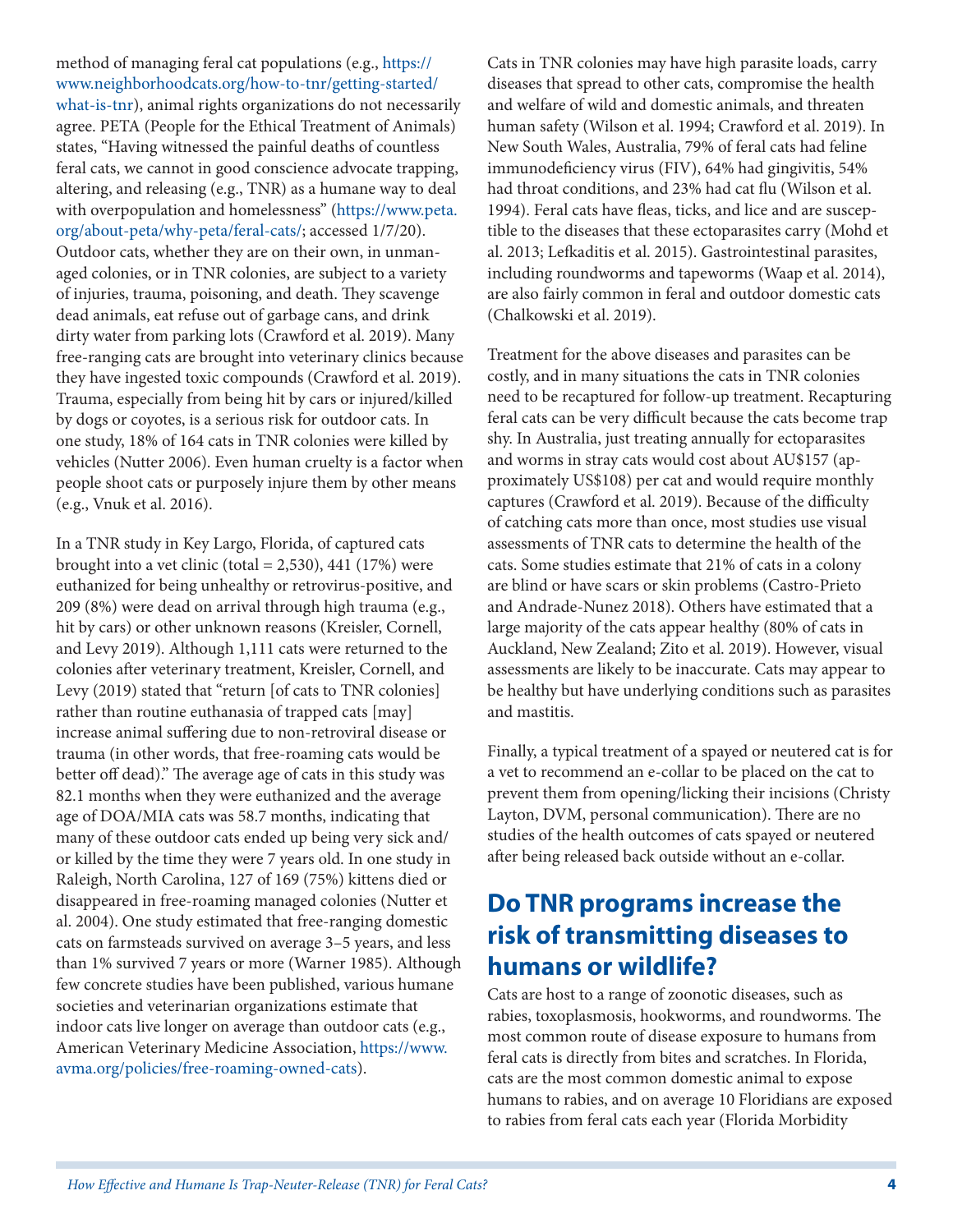method of managing feral cat populations (e.g., https://www.neighborhoodcats.org/how-to-tnr/getting-started/what-is-tnr), animal rights organizations do not necessarily agree. PETA (People for the Ethical Treatment of Animals) states, "Having witnessed the painful deaths of countless feral cats, we cannot in good conscience advocate trapping, altering, and releasing (e.g., TNR) as a humane way to deal with overpopulation and homelessness" (https://www.peta.org/about-peta/why-peta/feral-cats/; accessed 1/7/20). Outdoor cats, whether they are on their own, in unmanaged colonies, or in TNR colonies, are subject to a variety of injuries, trauma, poisoning, and death. They scavenge dead animals, eat refuse out of garbage cans, and drink dirty water from parking lots (Crawford et al. 2019). Many free-ranging cats are brought into veterinary clinics because they have ingested toxic compounds (Crawford et al. 2019). Trauma, especially from being hit by cars or injured/killed by dogs or coyotes, is a serious risk for outdoor cats. In one study, 18% of 164 cats in TNR colonies were killed by vehicles (Nutter 2006). Even human cruelty is a factor when people shoot cats or purposely injure them by other means (e.g., Vnuk et al. 2016).

In a TNR study in Key Largo, Florida, of captured cats brought into a vet clinic (total = 2,530), 441 (17%) were euthanized for being unhealthy or retrovirus-positive, and 209 (8%) were dead on arrival through high trauma (e.g., hit by cars) or other unknown reasons (Kreisler, Cornell, and Levy 2019). Although 1,111 cats were returned to the colonies after veterinary treatment, Kreisler, Cornell, and Levy (2019) stated that "return [of cats to TNR colonies] rather than routine euthanasia of trapped cats [may] increase animal suffering due to non-retroviral disease or trauma (in other words, that free-roaming cats would be better off dead)." The average age of cats in this study was 82.1 months when they were euthanized and the average age of DOA/MIA cats was 58.7 months, indicating that many of these outdoor cats ended up being very sick and/or killed by the time they were 7 years old. In one study in Raleigh, North Carolina, 127 of 169 (75%) kittens died or disappeared in free-roaming managed colonies (Nutter et al. 2004). One study estimated that free-ranging domestic cats on farmsteads survived on average 3–5 years, and less than 1% survived 7 years or more (Warner 1985). Although few concrete studies have been published, various humane societies and veterinarian organizations estimate that indoor cats live longer on average than outdoor cats (e.g., American Veterinary Medicine Association, https://www.avma.org/policies/free-roaming-owned-cats).

Cats in TNR colonies may have high parasite loads, carry diseases that spread to other cats, compromise the health and welfare of wild and domestic animals, and threaten human safety (Wilson et al. 1994; Crawford et al. 2019). In New South Wales, Australia, 79% of feral cats had feline immunodeficiency virus (FIV), 64% had gingivitis, 54% had throat conditions, and 23% had cat flu (Wilson et al. 1994). Feral cats have fleas, ticks, and lice and are susceptible to the diseases that these ectoparasites carry (Mohd et al. 2013; Lefkaditis et al. 2015). Gastrointestinal parasites, including roundworms and tapeworms (Waap et al. 2014), are also fairly common in feral and outdoor domestic cats (Chalkowski et al. 2019).

Treatment for the above diseases and parasites can be costly, and in many situations the cats in TNR colonies need to be recaptured for follow-up treatment. Recapturing feral cats can be very difficult because the cats become trap shy. In Australia, just treating annually for ectoparasites and worms in stray cats would cost about AU$157 (approximately US$108) per cat and would require monthly captures (Crawford et al. 2019). Because of the difficulty of catching cats more than once, most studies use visual assessments of TNR cats to determine the health of the cats. Some studies estimate that 21% of cats in a colony are blind or have scars or skin problems (Castro-Prieto and Andrade-Nunez 2018). Others have estimated that a large majority of the cats appear healthy (80% of cats in Auckland, New Zealand; Zito et al. 2019). However, visual assessments are likely to be inaccurate. Cats may appear to be healthy but have underlying conditions such as parasites and mastitis.

Finally, a typical treatment of a spayed or neutered cat is for a vet to recommend an e-collar to be placed on the cat to prevent them from opening/licking their incisions (Christy Layton, DVM, personal communication). There are no studies of the health outcomes of cats spayed or neutered after being released back outside without an e-collar.

## Do TNR programs increase the risk of transmitting diseases to humans or wildlife?

Cats are host to a range of zoonotic diseases, such as rabies, toxoplasmosis, hookworms, and roundworms. The most common route of disease exposure to humans from feral cats is directly from bites and scratches. In Florida, cats are the most common domestic animal to expose humans to rabies, and on average 10 Floridians are exposed to rabies from feral cats each year (Florida Morbidity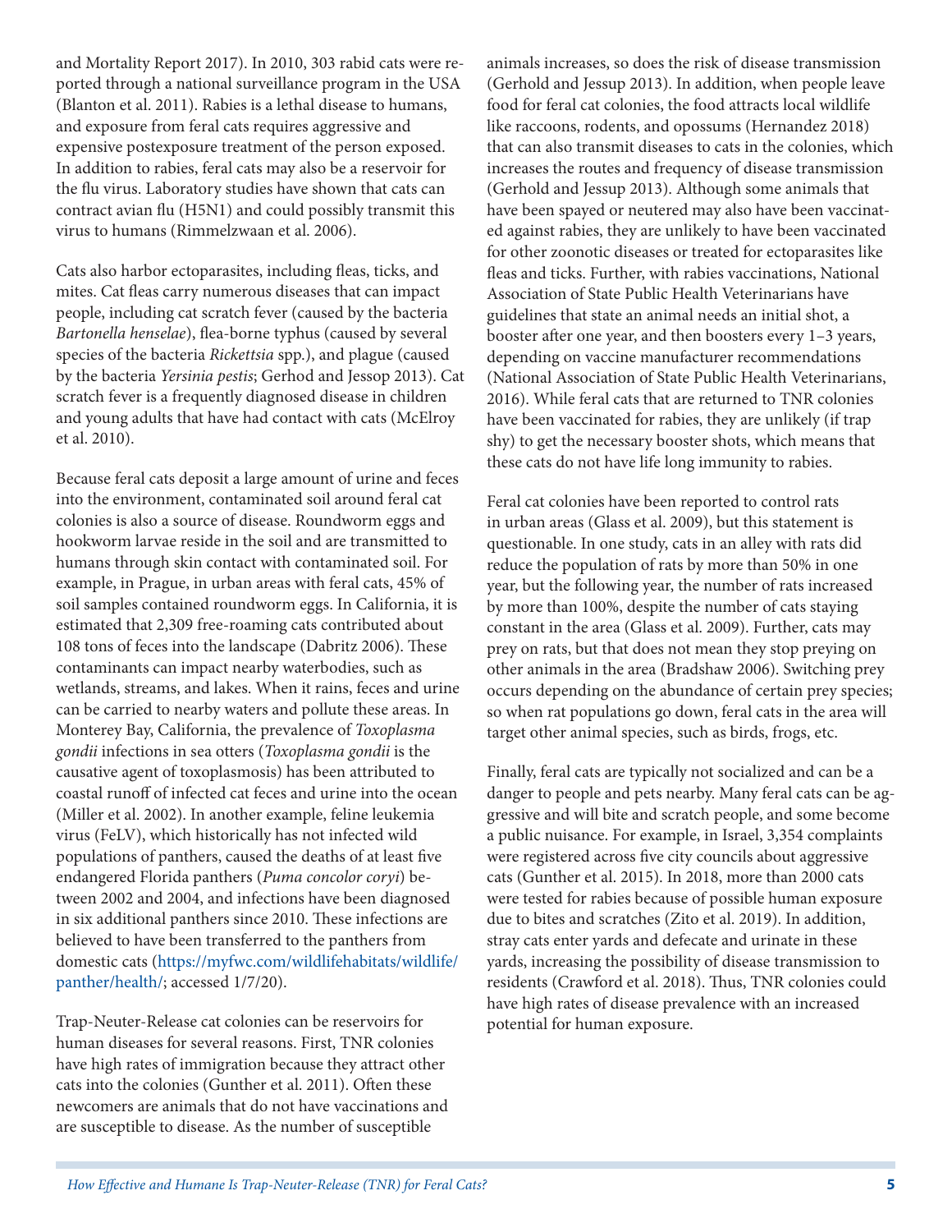and Mortality Report 2017). In 2010, 303 rabid cats were reported through a national surveillance program in the USA (Blanton et al. 2011). Rabies is a lethal disease to humans, and exposure from feral cats requires aggressive and expensive postexposure treatment of the person exposed. In addition to rabies, feral cats may also be a reservoir for the flu virus. Laboratory studies have shown that cats can contract avian flu (H5N1) and could possibly transmit this virus to humans (Rimmelzwaan et al. 2006).

Cats also harbor ectoparasites, including fleas, ticks, and mites. Cat fleas carry numerous diseases that can impact people, including cat scratch fever (caused by the bacteria *Bartonella henselae*), flea-borne typhus (caused by several species of the bacteria *Rickettsia* spp.), and plague (caused by the bacteria *Yersinia pestis*; Gerhod and Jessop 2013). Cat scratch fever is a frequently diagnosed disease in children and young adults that have had contact with cats (McElroy et al. 2010).

Because feral cats deposit a large amount of urine and feces into the environment, contaminated soil around feral cat colonies is also a source of disease. Roundworm eggs and hookworm larvae reside in the soil and are transmitted to humans through skin contact with contaminated soil. For example, in Prague, in urban areas with feral cats, 45% of soil samples contained roundworm eggs. In California, it is estimated that 2,309 free-roaming cats contributed about 108 tons of feces into the landscape (Dabritz 2006). These contaminants can impact nearby waterbodies, such as wetlands, streams, and lakes. When it rains, feces and urine can be carried to nearby waters and pollute these areas. In Monterey Bay, California, the prevalence of *Toxoplasma gondii* infections in sea otters (*Toxoplasma gondii* is the causative agent of toxoplasmosis) has been attributed to coastal runoff of infected cat feces and urine into the ocean (Miller et al. 2002). In another example, feline leukemia virus (FeLV), which historically has not infected wild populations of panthers, caused the deaths of at least five endangered Florida panthers (*Puma concolor coryi*) between 2002 and 2004, and infections have been diagnosed in six additional panthers since 2010. These infections are believed to have been transferred to the panthers from domestic cats (https://myfwc.com/wildlifehabitats/wildlife/panther/health/; accessed 1/7/20).

Trap-Neuter-Release cat colonies can be reservoirs for human diseases for several reasons. First, TNR colonies have high rates of immigration because they attract other cats into the colonies (Gunther et al. 2011). Often these newcomers are animals that do not have vaccinations and are susceptible to disease. As the number of susceptible animals increases, so does the risk of disease transmission (Gerhold and Jessup 2013). In addition, when people leave food for feral cat colonies, the food attracts local wildlife like raccoons, rodents, and opossums (Hernandez 2018) that can also transmit diseases to cats in the colonies, which increases the routes and frequency of disease transmission (Gerhold and Jessup 2013). Although some animals that have been spayed or neutered may also have been vaccinated against rabies, they are unlikely to have been vaccinated for other zoonotic diseases or treated for ectoparasites like fleas and ticks. Further, with rabies vaccinations, National Association of State Public Health Veterinarians have guidelines that state an animal needs an initial shot, a booster after one year, and then boosters every 1–3 years, depending on vaccine manufacturer recommendations (National Association of State Public Health Veterinarians, 2016). While feral cats that are returned to TNR colonies have been vaccinated for rabies, they are unlikely (if trap shy) to get the necessary booster shots, which means that these cats do not have life long immunity to rabies.

Feral cat colonies have been reported to control rats in urban areas (Glass et al. 2009), but this statement is questionable. In one study, cats in an alley with rats did reduce the population of rats by more than 50% in one year, but the following year, the number of rats increased by more than 100%, despite the number of cats staying constant in the area (Glass et al. 2009). Further, cats may prey on rats, but that does not mean they stop preying on other animals in the area (Bradshaw 2006). Switching prey occurs depending on the abundance of certain prey species; so when rat populations go down, feral cats in the area will target other animal species, such as birds, frogs, etc.

Finally, feral cats are typically not socialized and can be a danger to people and pets nearby. Many feral cats can be aggressive and will bite and scratch people, and some become a public nuisance. For example, in Israel, 3,354 complaints were registered across five city councils about aggressive cats (Gunther et al. 2015). In 2018, more than 2000 cats were tested for rabies because of possible human exposure due to bites and scratches (Zito et al. 2019). In addition, stray cats enter yards and defecate and urinate in these yards, increasing the possibility of disease transmission to residents (Crawford et al. 2018). Thus, TNR colonies could have high rates of disease prevalence with an increased potential for human exposure.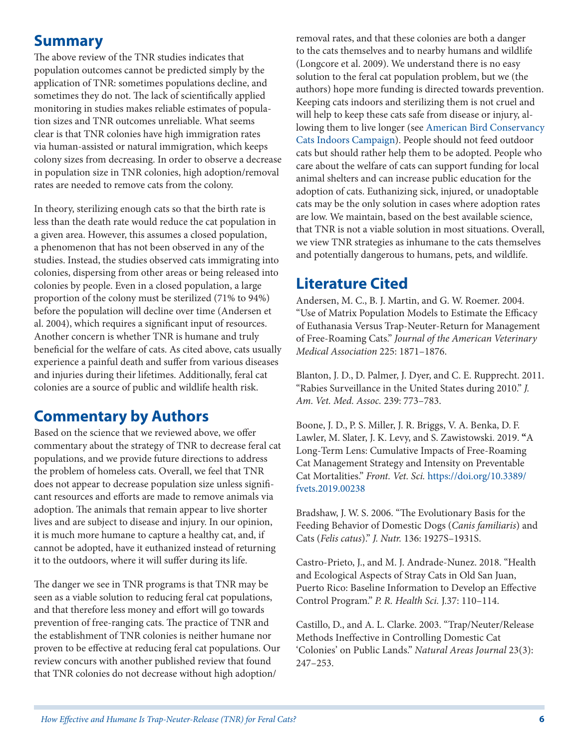## Summary

The above review of the TNR studies indicates that population outcomes cannot be predicted simply by the application of TNR: sometimes populations decline, and sometimes they do not. The lack of scientifically applied monitoring in studies makes reliable estimates of population sizes and TNR outcomes unreliable. What seems clear is that TNR colonies have high immigration rates via human-assisted or natural immigration, which keeps colony sizes from decreasing. In order to observe a decrease in population size in TNR colonies, high adoption/removal rates are needed to remove cats from the colony.

In theory, sterilizing enough cats so that the birth rate is less than the death rate would reduce the cat population in a given area. However, this assumes a closed population, a phenomenon that has not been observed in any of the studies. Instead, the studies observed cats immigrating into colonies, dispersing from other areas or being released into colonies by people. Even in a closed population, a large proportion of the colony must be sterilized (71% to 94%) before the population will decline over time (Andersen et al. 2004), which requires a significant input of resources. Another concern is whether TNR is humane and truly beneficial for the welfare of cats. As cited above, cats usually experience a painful death and suffer from various diseases and injuries during their lifetimes. Additionally, feral cat colonies are a source of public and wildlife health risk.

## Commentary by Authors

Based on the science that we reviewed above, we offer commentary about the strategy of TNR to decrease feral cat populations, and we provide future directions to address the problem of homeless cats. Overall, we feel that TNR does not appear to decrease population size unless significant resources and efforts are made to remove animals via adoption. The animals that remain appear to live shorter lives and are subject to disease and injury. In our opinion, it is much more humane to capture a healthy cat, and, if cannot be adopted, have it euthanized instead of returning it to the outdoors, where it will suffer during its life.

The danger we see in TNR programs is that TNR may be seen as a viable solution to reducing feral cat populations, and that therefore less money and effort will go towards prevention of free-ranging cats. The practice of TNR and the establishment of TNR colonies is neither humane nor proven to be effective at reducing feral cat populations. Our review concurs with another published review that found that TNR colonies do not decrease without high adoption/removal rates, and that these colonies are both a danger to the cats themselves and to nearby humans and wildlife (Longcore et al. 2009). We understand there is no easy solution to the feral cat population problem, but we (the authors) hope more funding is directed towards prevention. Keeping cats indoors and sterilizing them is not cruel and will help to keep these cats safe from disease or injury, allowing them to live longer (see American Bird Conservancy Cats Indoors Campaign). People should not feed outdoor cats but should rather help them to be adopted. People who care about the welfare of cats can support funding for local animal shelters and can increase public education for the adoption of cats. Euthanizing sick, injured, or unadoptable cats may be the only solution in cases where adoption rates are low. We maintain, based on the best available science, that TNR is not a viable solution in most situations. Overall, we view TNR strategies as inhumane to the cats themselves and potentially dangerous to humans, pets, and wildlife.

## Literature Cited

Andersen, M. C., B. J. Martin, and G. W. Roemer. 2004. "Use of Matrix Population Models to Estimate the Efficacy of Euthanasia Versus Trap-Neuter-Return for Management of Free-Roaming Cats." *Journal of the American Veterinary Medical Association* 225: 1871–1876.

Blanton, J. D., D. Palmer, J. Dyer, and C. E. Rupprecht. 2011. "Rabies Surveillance in the United States during 2010." *J. Am. Vet. Med. Assoc.* 239: 773–783.

Boone, J. D., P. S. Miller, J. R. Briggs, V. A. Benka, D. F. Lawler, M. Slater, J. K. Levy, and S. Zawistowski. 2019. "A Long-Term Lens: Cumulative Impacts of Free-Roaming Cat Management Strategy and Intensity on Preventable Cat Mortalities." *Front. Vet. Sci.* https://doi.org/10.3389/fvets.2019.00238

Bradshaw, J. W. S. 2006. "The Evolutionary Basis for the Feeding Behavior of Domestic Dogs (*Canis familiaris*) and Cats (*Felis catus*)." *J. Nutr.* 136: 1927S–1931S.

Castro-Prieto, J., and M. J. Andrade-Nunez. 2018. "Health and Ecological Aspects of Stray Cats in Old San Juan, Puerto Rico: Baseline Information to Develop an Effective Control Program." *P. R. Health Sci.* J.37: 110–114.

Castillo, D., and A. L. Clarke. 2003. "Trap/Neuter/Release Methods Ineffective in Controlling Domestic Cat 'Colonies' on Public Lands." *Natural Areas Journal* 23(3): 247–253.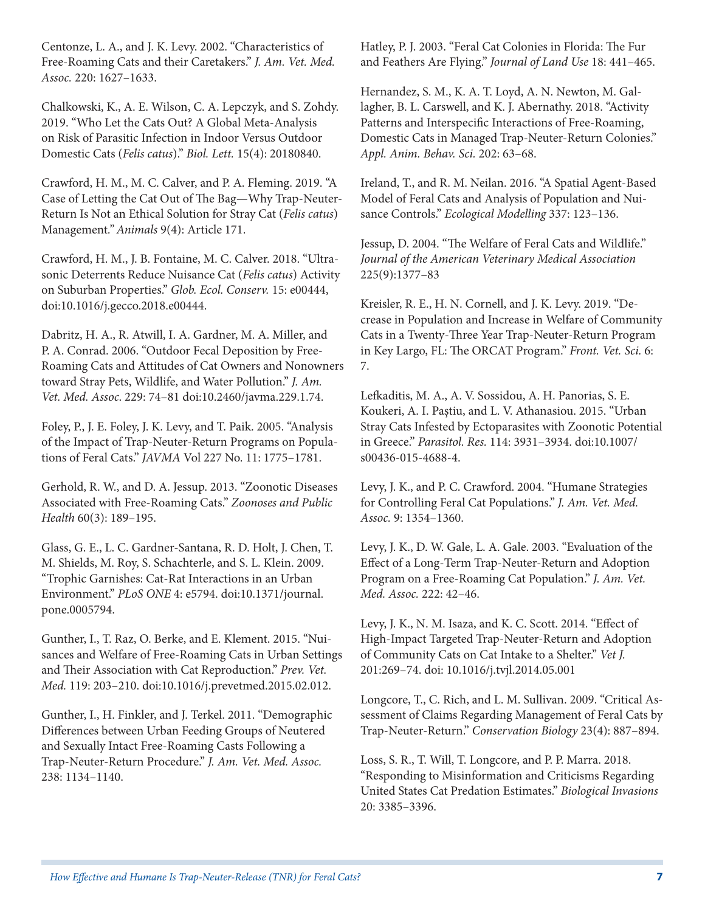Centonze, L. A., and J. K. Levy. 2002. "Characteristics of Free-Roaming Cats and their Caretakers." *J. Am. Vet. Med. Assoc.* 220: 1627–1633.

Chalkowski, K., A. E. Wilson, C. A. Lepczyk, and S. Zohdy. 2019. "Who Let the Cats Out? A Global Meta-Analysis on Risk of Parasitic Infection in Indoor Versus Outdoor Domestic Cats (*Felis catus*)." *Biol. Lett.* 15(4): 20180840.

Crawford, H. M., M. C. Calver, and P. A. Fleming. 2019. "A Case of Letting the Cat Out of The Bag—Why Trap-Neuter-Return Is Not an Ethical Solution for Stray Cat (*Felis catus*) Management." *Animals* 9(4): Article 171.

Crawford, H. M., J. B. Fontaine, M. C. Calver. 2018. "Ultrasonic Deterrents Reduce Nuisance Cat (*Felis catus*) Activity on Suburban Properties." *Glob. Ecol. Conserv.* 15: e00444, doi:10.1016/j.gecco.2018.e00444.

Dabritz, H. A., R. Atwill, I. A. Gardner, M. A. Miller, and P. A. Conrad. 2006. "Outdoor Fecal Deposition by Free-Roaming Cats and Attitudes of Cat Owners and Nonowners toward Stray Pets, Wildlife, and Water Pollution." *J. Am. Vet. Med. Assoc*. 229: 74–81 doi:10.2460/javma.229.1.74.

Foley, P., J. E. Foley, J. K. Levy, and T. Paik. 2005. "Analysis of the Impact of Trap-Neuter-Return Programs on Populations of Feral Cats." *JAVMA* Vol 227 No. 11: 1775–1781.

Gerhold, R. W., and D. A. Jessup. 2013. "Zoonotic Diseases Associated with Free-Roaming Cats." *Zoonoses and Public Health* 60(3): 189–195.

Glass, G. E., L. C. Gardner-Santana, R. D. Holt, J. Chen, T. M. Shields, M. Roy, S. Schachterle, and S. L. Klein. 2009. "Trophic Garnishes: Cat-Rat Interactions in an Urban Environment." *PLoS ONE* 4: e5794. doi:10.1371/journal.pone.0005794.

Gunther, I., T. Raz, O. Berke, and E. Klement. 2015. "Nuisances and Welfare of Free-Roaming Cats in Urban Settings and Their Association with Cat Reproduction." *Prev. Vet. Med.* 119: 203–210. doi:10.1016/j.prevetmed.2015.02.012.

Gunther, I., H. Finkler, and J. Terkel. 2011. "Demographic Differences between Urban Feeding Groups of Neutered and Sexually Intact Free-Roaming Casts Following a Trap-Neuter-Return Procedure." *J. Am. Vet. Med. Assoc.* 238: 1134–1140.

Hatley, P. J. 2003. "Feral Cat Colonies in Florida: The Fur and Feathers Are Flying." *Journal of Land Use* 18: 441–465.

Hernandez, S. M., K. A. T. Loyd, A. N. Newton, M. Gallagher, B. L. Carswell, and K. J. Abernathy. 2018. "Activity Patterns and Interspecific Interactions of Free-Roaming, Domestic Cats in Managed Trap-Neuter-Return Colonies." *Appl. Anim. Behav. Sci.* 202: 63–68.

Ireland, T., and R. M. Neilan. 2016. "A Spatial Agent-Based Model of Feral Cats and Analysis of Population and Nuisance Controls." *Ecological Modelling* 337: 123–136.

Jessup, D. 2004. "The Welfare of Feral Cats and Wildlife." *Journal of the American Veterinary Medical Association* 225(9):1377–83

Kreisler, R. E., H. N. Cornell, and J. K. Levy. 2019. "Decrease in Population and Increase in Welfare of Community Cats in a Twenty-Three Year Trap-Neuter-Return Program in Key Largo, FL: The ORCAT Program." *Front. Vet. Sci.* 6: 7.

Lefkaditis, M. A., A. V. Sossidou, A. H. Panorias, S. E. Koukeri, A. I. Paştiu, and L. V. Athanasiou. 2015. "Urban Stray Cats Infested by Ectoparasites with Zoonotic Potential in Greece." *Parasitol. Res.* 114: 3931–3934. doi:10.1007/s00436-015-4688-4.

Levy, J. K., and P. C. Crawford. 2004. "Humane Strategies for Controlling Feral Cat Populations." *J. Am. Vet. Med. Assoc.* 9: 1354–1360.

Levy, J. K., D. W. Gale, L. A. Gale. 2003. "Evaluation of the Effect of a Long-Term Trap-Neuter-Return and Adoption Program on a Free-Roaming Cat Population." *J. Am. Vet. Med. Assoc.* 222: 42–46.

Levy, J. K., N. M. Isaza, and K. C. Scott. 2014. "Effect of High-Impact Targeted Trap-Neuter-Return and Adoption of Community Cats on Cat Intake to a Shelter." *Vet J.* 201:269–74. doi: 10.1016/j.tvjl.2014.05.001

Longcore, T., C. Rich, and L. M. Sullivan. 2009. "Critical Assessment of Claims Regarding Management of Feral Cats by Trap-Neuter-Return." *Conservation Biology* 23(4): 887–894.

Loss, S. R., T. Will, T. Longcore, and P. P. Marra. 2018. "Responding to Misinformation and Criticisms Regarding United States Cat Predation Estimates." *Biological Invasions* 20: 3385–3396.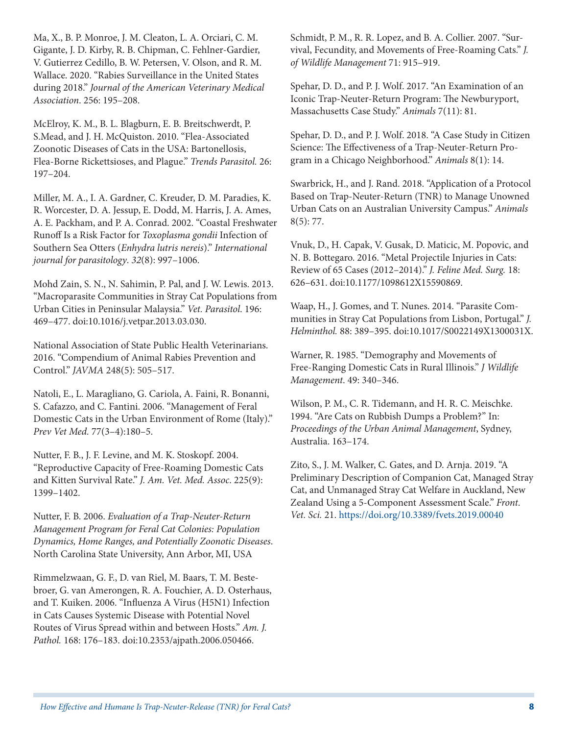Ma, X., B. P. Monroe, J. M. Cleaton, L. A. Orciari, C. M. Gigante, J. D. Kirby, R. B. Chipman, C. Fehlner-Gardier, V. Gutierrez Cedillo, B. W. Petersen, V. Olson, and R. M. Wallace. 2020. "Rabies Surveillance in the United States during 2018." *Journal of the American Veterinary Medical Association*. 256: 195–208.

McElroy, K. M., B. L. Blagburn, E. B. Breitschwerdt, P. S.Mead, and J. H. McQuiston. 2010. "Flea-Associated Zoonotic Diseases of Cats in the USA: Bartonellosis, Flea-Borne Rickettsioses, and Plague." *Trends Parasitol.* 26: 197–204.

Miller, M. A., I. A. Gardner, C. Kreuder, D. M. Paradies, K. R. Worcester, D. A. Jessup, E. Dodd, M. Harris, J. A. Ames, A. E. Packham, and P. A. Conrad. 2002. "Coastal Freshwater Runoff Is a Risk Factor for *Toxoplasma gondii* Infection of Southern Sea Otters (*Enhydra lutris nereis*)." *International journal for parasitology*. *32*(8): 997–1006.

Mohd Zain, S. N., N. Sahimin, P. Pal, and J. W. Lewis. 2013. "Macroparasite Communities in Stray Cat Populations from Urban Cities in Peninsular Malaysia." *Vet. Parasitol*. 196: 469–477. doi:10.1016/j.vetpar.2013.03.030.

National Association of State Public Health Veterinarians. 2016. "Compendium of Animal Rabies Prevention and Control." *JAVMA* 248(5): 505–517.

Natoli, E., L. Maragliano, G. Cariola, A. Faini, R. Bonanni, S. Cafazzo, and C. Fantini. 2006. "Management of Feral Domestic Cats in the Urban Environment of Rome (Italy)." *Prev Vet Med*. 77(3–4):180–5.

Nutter, F. B., J. F. Levine, and M. K. Stoskopf. 2004. "Reproductive Capacity of Free-Roaming Domestic Cats and Kitten Survival Rate." *J. Am. Vet. Med. Assoc*. 225(9): 1399–1402.

Nutter, F. B. 2006. *Evaluation of a Trap-Neuter-Return Management Program for Feral Cat Colonies: Population Dynamics, Home Ranges, and Potentially Zoonotic Diseases*. North Carolina State University, Ann Arbor, MI, USA

Rimmelzwaan, G. F., D. van Riel, M. Baars, T. M. Bestebroer, G. van Amerongen, R. A. Fouchier, A. D. Osterhaus, and T. Kuiken. 2006. "Influenza A Virus (H5N1) Infection in Cats Causes Systemic Disease with Potential Novel Routes of Virus Spread within and between Hosts." *Am. J. Pathol.* 168: 176–183. doi:10.2353/ajpath.2006.050466.

Schmidt, P. M., R. R. Lopez, and B. A. Collier. 2007. "Survival, Fecundity, and Movements of Free-Roaming Cats." *J. of Wildlife Management* 71: 915–919.

Spehar, D. D., and P. J. Wolf. 2017. "An Examination of an Iconic Trap-Neuter-Return Program: The Newburyport, Massachusetts Case Study." *Animals* 7(11): 81.

Spehar, D. D., and P. J. Wolf. 2018. "A Case Study in Citizen Science: The Effectiveness of a Trap-Neuter-Return Program in a Chicago Neighborhood." *Animals* 8(1): 14.

Swarbrick, H., and J. Rand. 2018. "Application of a Protocol Based on Trap-Neuter-Return (TNR) to Manage Unowned Urban Cats on an Australian University Campus." *Animals* 8(5): 77.

Vnuk, D., H. Capak, V. Gusak, D. Maticic, M. Popovic, and N. B. Bottegaro. 2016. "Metal Projectile Injuries in Cats: Review of 65 Cases (2012–2014)." *J. Feline Med. Surg.* 18: 626–631. doi:10.1177/1098612X15590869.

Waap, H., J. Gomes, and T. Nunes. 2014. "Parasite Communities in Stray Cat Populations from Lisbon, Portugal." *J. Helminthol.* 88: 389–395. doi:10.1017/S0022149X1300031X.

Warner, R. 1985. "Demography and Movements of Free-Ranging Domestic Cats in Rural Illinois." *J Wildlife Management*. 49: 340–346.

Wilson, P. M., C. R. Tidemann, and H. R. C. Meischke. 1994. "Are Cats on Rubbish Dumps a Problem?" In: *Proceedings of the Urban Animal Management*, Sydney, Australia. 163–174.

Zito, S., J. M. Walker, C. Gates, and D. Arnja. 2019. "A Preliminary Description of Companion Cat, Managed Stray Cat, and Unmanaged Stray Cat Welfare in Auckland, New Zealand Using a 5-Component Assessment Scale." *Front. Vet. Sci.* 21. https://doi.org/10.3389/fvets.2019.00040